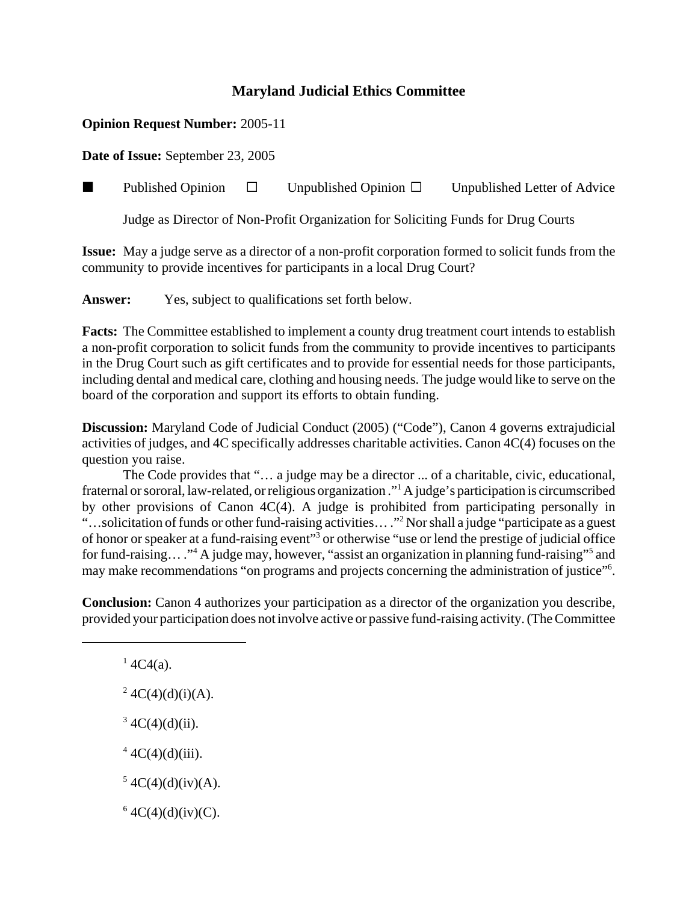# Maryland Judicial Ethics Committee

**Opinion Request Number:** 2005-11

**Date of Issue:** September 23, 2005

■ Published Opinion ☐ Unpublished Opinion ☐ Unpublished Letter of Advice

Judge as Director of Non-Profit Organization for Soliciting Funds for Drug Courts

**Issue:** May a judge serve as a director of a non-profit corporation formed to solicit funds from the community to provide incentives for participants in a local Drug Court?

**Answer:** Yes, subject to qualifications set forth below.

**Facts:** The Committee established to implement a county drug treatment court intends to establish a non-profit corporation to solicit funds from the community to provide incentives to participants in the Drug Court such as gift certificates and to provide for essential needs for those participants, including dental and medical care, clothing and housing needs. The judge would like to serve on the board of the corporation and support its efforts to obtain funding.

**Discussion:** Maryland Code of Judicial Conduct (2005) ("Code"), Canon 4 governs extrajudicial activities of judges, and 4C specifically addresses charitable activities. Canon 4C(4) focuses on the question you raise.

The Code provides that "… a judge may be a director ... of a charitable, civic, educational, fraternal or sororal, law-related, or religious organization ."[1] A judge's participation is circumscribed by other provisions of Canon 4C(4). A judge is prohibited from participating personally in "…solicitation of funds or other fund-raising activities… ."[2] Nor shall a judge "participate as a guest of honor or speaker at a fund-raising event"[3] or otherwise "use or lend the prestige of judicial office for fund-raising… ."[4] A judge may, however, "assist an organization in planning fund-raising"[5] and may make recommendations "on programs and projects concerning the administration of justice"[6].

**Conclusion:** Canon 4 authorizes your participation as a director of the organization you describe, provided your participation does not involve active or passive fund-raising activity. (The Committee

---

[1] 4C4(a).

[2] 4C(4)(d)(i)(A).

[3] 4C(4)(d)(ii).

[4] 4C(4)(d)(iii).

[5] 4C(4)(d)(iv)(A).

[6] 4C(4)(d)(iv)(C).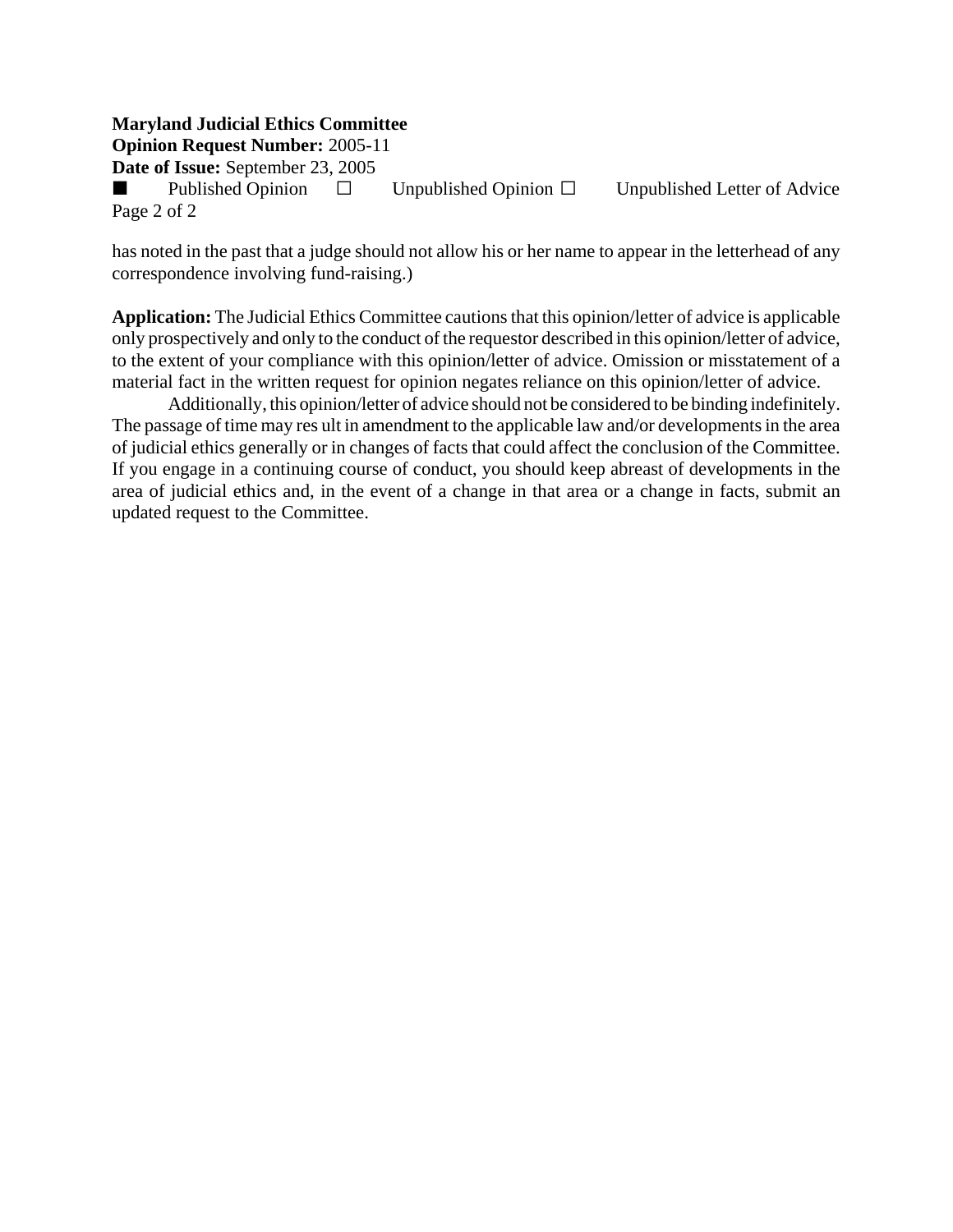has noted in the past that a judge should not allow his or her name to appear in the letterhead of any correspondence involving fund-raising.)

**Application:** The Judicial Ethics Committee cautions that this opinion/letter of advice is applicable only prospectively and only to the conduct of the requestor described in this opinion/letter of advice, to the extent of your compliance with this opinion/letter of advice. Omission or misstatement of a material fact in the written request for opinion negates reliance on this opinion/letter of advice.

Additionally, this opinion/letter of advice should not be considered to be binding indefinitely. The passage of time may res ult in amendment to the applicable law and/or developments in the area of judicial ethics generally or in changes of facts that could affect the conclusion of the Committee. If you engage in a continuing course of conduct, you should keep abreast of developments in the area of judicial ethics and, in the event of a change in that area or a change in facts, submit an updated request to the Committee.